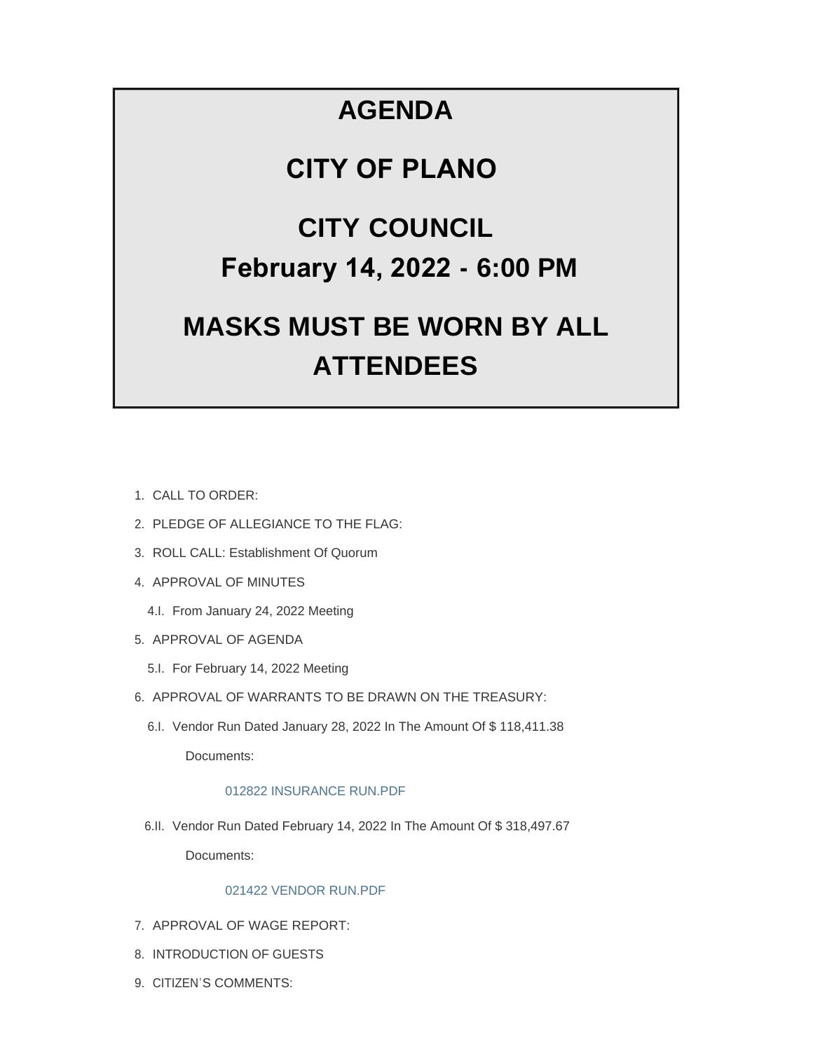# AGENDA

# CITY OF PLANO

# CITY COUNCIL

# February 14, 2022 - 6:00 PM

# MASKS MUST BE WORN BY ALL ATTENDEES

1. CALL TO ORDER:
2. PLEDGE OF ALLEGIANCE TO THE FLAG:
3. ROLL CALL: Establishment Of Quorum
4. APPROVAL OF MINUTES
   - 4.I. From January 24, 2022 Meeting
5. APPROVAL OF AGENDA
   - 5.I. For February 14, 2022 Meeting
6. APPROVAL OF WARRANTS TO BE DRAWN ON THE TREASURY:
   - 6.I. Vendor Run Dated January 28, 2022 In The Amount Of $ 118,411.38

     Documents:

     012822 INSURANCE RUN.PDF

   - 6.II. Vendor Run Dated February 14, 2022 In The Amount Of $ 318,497.67

     Documents:

     021422 VENDOR RUN.PDF

7. APPROVAL OF WAGE REPORT:
8. INTRODUCTION OF GUESTS
9. CITIZEN'S COMMENTS: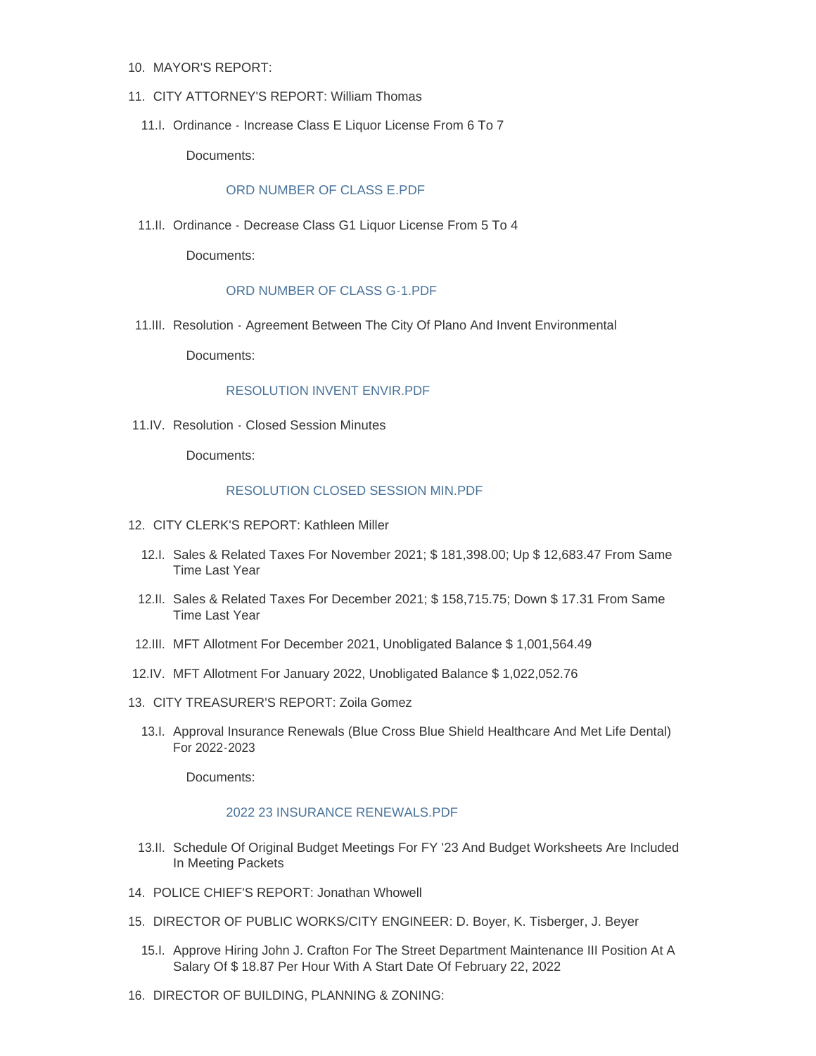10. MAYOR'S REPORT:

11. CITY ATTORNEY'S REPORT: William Thomas

    11.I. Ordinance - Increase Class E Liquor License From 6 To 7

    Documents:

    ORD NUMBER OF CLASS E.PDF

    11.II. Ordinance - Decrease Class G1 Liquor License From 5 To 4

    Documents:

    ORD NUMBER OF CLASS G-1.PDF

    11.III. Resolution - Agreement Between The City Of Plano And Invent Environmental

    Documents:

    RESOLUTION INVENT ENVIR.PDF

    11.IV. Resolution - Closed Session Minutes

    Documents:

    RESOLUTION CLOSED SESSION MIN.PDF

12. CITY CLERK'S REPORT: Kathleen Miller

    12.I. Sales & Related Taxes For November 2021; $ 181,398.00; Up $ 12,683.47 From Same Time Last Year

    12.II. Sales & Related Taxes For December 2021; $ 158,715.75; Down $ 17.31 From Same Time Last Year

    12.III. MFT Allotment For December 2021, Unobligated Balance $ 1,001,564.49

    12.IV. MFT Allotment For January 2022, Unobligated Balance $ 1,022,052.76

13. CITY TREASURER'S REPORT: Zoila Gomez

    13.I. Approval Insurance Renewals (Blue Cross Blue Shield Healthcare And Met Life Dental) For 2022-2023

    Documents:

    2022 23 INSURANCE RENEWALS.PDF

    13.II. Schedule Of Original Budget Meetings For FY '23 And Budget Worksheets Are Included In Meeting Packets

14. POLICE CHIEF'S REPORT: Jonathan Whowell

15. DIRECTOR OF PUBLIC WORKS/CITY ENGINEER: D. Boyer, K. Tisberger, J. Beyer

    15.I. Approve Hiring John J. Crafton For The Street Department Maintenance III Position At A Salary Of $ 18.87 Per Hour With A Start Date Of February 22, 2022

16. DIRECTOR OF BUILDING, PLANNING & ZONING: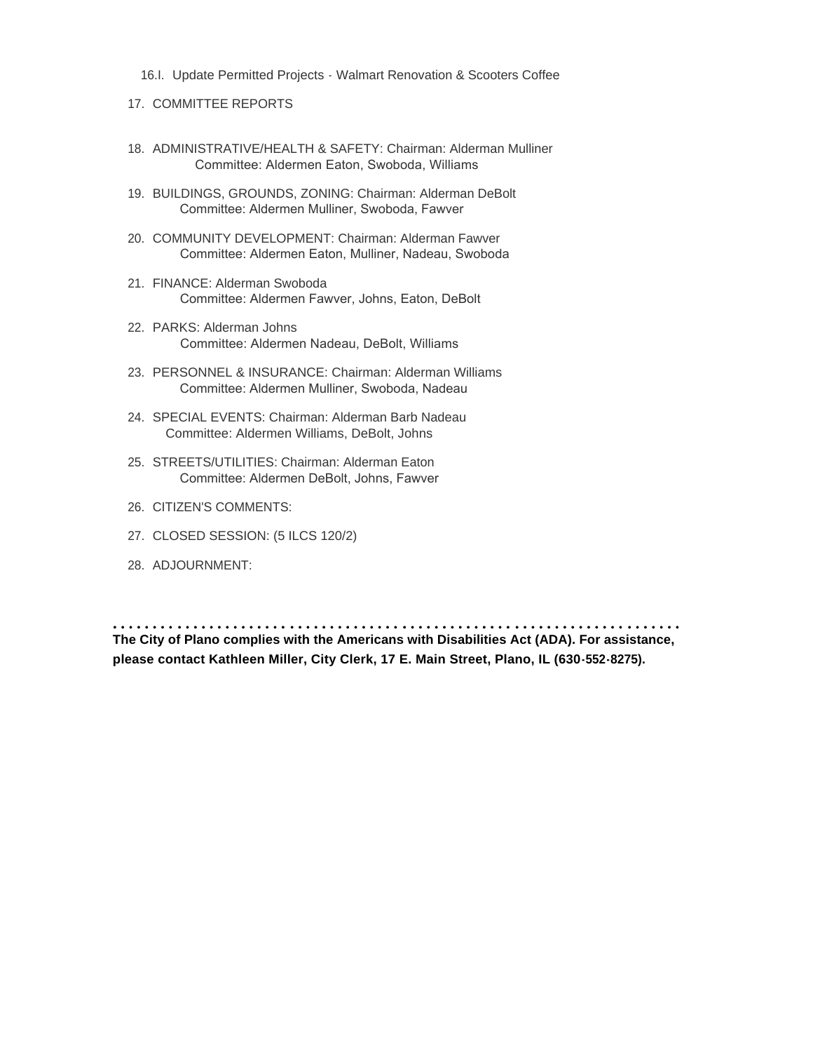16.I. Update Permitted Projects - Walmart Renovation & Scooters Coffee

17. COMMITTEE REPORTS

18. ADMINISTRATIVE/HEALTH & SAFETY: Chairman: Alderman Mulliner
    Committee: Aldermen Eaton, Swoboda, Williams

19. BUILDINGS, GROUNDS, ZONING: Chairman: Alderman DeBolt
    Committee: Aldermen Mulliner, Swoboda, Fawver

20. COMMUNITY DEVELOPMENT: Chairman: Alderman Fawver
    Committee: Aldermen Eaton, Mulliner, Nadeau, Swoboda

21. FINANCE: Alderman Swoboda
    Committee: Aldermen Fawver, Johns, Eaton, DeBolt

22. PARKS: Alderman Johns
    Committee: Aldermen Nadeau, DeBolt, Williams

23. PERSONNEL & INSURANCE: Chairman: Alderman Williams
    Committee: Aldermen Mulliner, Swoboda, Nadeau

24. SPECIAL EVENTS: Chairman: Alderman Barb Nadeau
    Committee: Aldermen Williams, DeBolt, Johns

25. STREETS/UTILITIES: Chairman: Alderman Eaton
    Committee: Aldermen DeBolt, Johns, Fawver

26. CITIZEN'S COMMENTS:

27. CLOSED SESSION: (5 ILCS 120/2)

28. ADJOURNMENT:

---

**The City of Plano complies with the Americans with Disabilities Act (ADA). For assistance, please contact Kathleen Miller, City Clerk, 17 E. Main Street, Plano, IL (630-552-8275).**